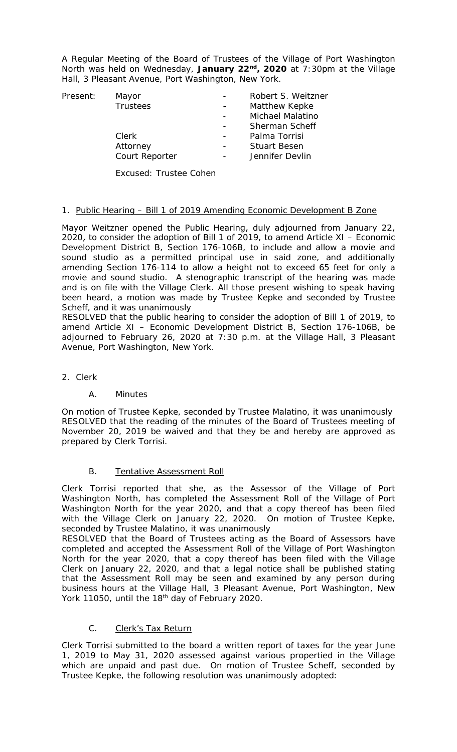A Regular Meeting of the Board of Trustees of the Village of Port Washington North was held on Wednesday, **January 22nd, 2020** at 7:30pm at the Village Hall, 3 Pleasant Avenue, Port Washington, New York.

| Present: | Mayor | - | Robert S. Weitzner |
|---|---|---|---|
| | Trustees | - | Matthew Kepke |
| | | - | Michael Malatino |
| | | - | Sherman Scheff |
| | Clerk | - | Palma Torrisi |
| | Attorney | - | Stuart Besen |
| | Court Reporter | - | Jennifer Devlin |

Excused: Trustee Cohen

1. Public Hearing – Bill 1 of 2019 Amending Economic Development B Zone

Mayor Weitzner opened the Public Hearing, duly adjourned from January 22, 2020, to consider the adoption of Bill 1 of 2019, to amend Article XI – Economic Development District B, Section 176-106B, to include and allow a movie and sound studio as a permitted principal use in said zone, and additionally amending Section 176-114 to allow a height not to exceed 65 feet for only a movie and sound studio. A stenographic transcript of the hearing was made and is on file with the Village Clerk. All those present wishing to speak having been heard, a motion was made by Trustee Kepke and seconded by Trustee Scheff, and it was unanimously
RESOLVED that the public hearing to consider the adoption of Bill 1 of 2019, to amend Article XI – Economic Development District B, Section 176-106B, be adjourned to February 26, 2020 at 7:30 p.m. at the Village Hall, 3 Pleasant Avenue, Port Washington, New York.

2. Clerk

A. Minutes

On motion of Trustee Kepke, seconded by Trustee Malatino, it was unanimously RESOLVED that the reading of the minutes of the Board of Trustees meeting of November 20, 2019 be waived and that they be and hereby are approved as prepared by Clerk Torrisi.

B. Tentative Assessment Roll

Clerk Torrisi reported that she, as the Assessor of the Village of Port Washington North, has completed the Assessment Roll of the Village of Port Washington North for the year 2020, and that a copy thereof has been filed with the Village Clerk on January 22, 2020. On motion of Trustee Kepke, seconded by Trustee Malatino, it was unanimously
RESOLVED that the Board of Trustees acting as the Board of Assessors have completed and accepted the Assessment Roll of the Village of Port Washington North for the year 2020, that a copy thereof has been filed with the Village Clerk on January 22, 2020, and that a legal notice shall be published stating that the Assessment Roll may be seen and examined by any person during business hours at the Village Hall, 3 Pleasant Avenue, Port Washington, New York 11050, until the 18th day of February 2020.

C. Clerk's Tax Return

Clerk Torrisi submitted to the board a written report of taxes for the year June 1, 2019 to May 31, 2020 assessed against various propertied in the Village which are unpaid and past due. On motion of Trustee Scheff, seconded by Trustee Kepke, the following resolution was unanimously adopted: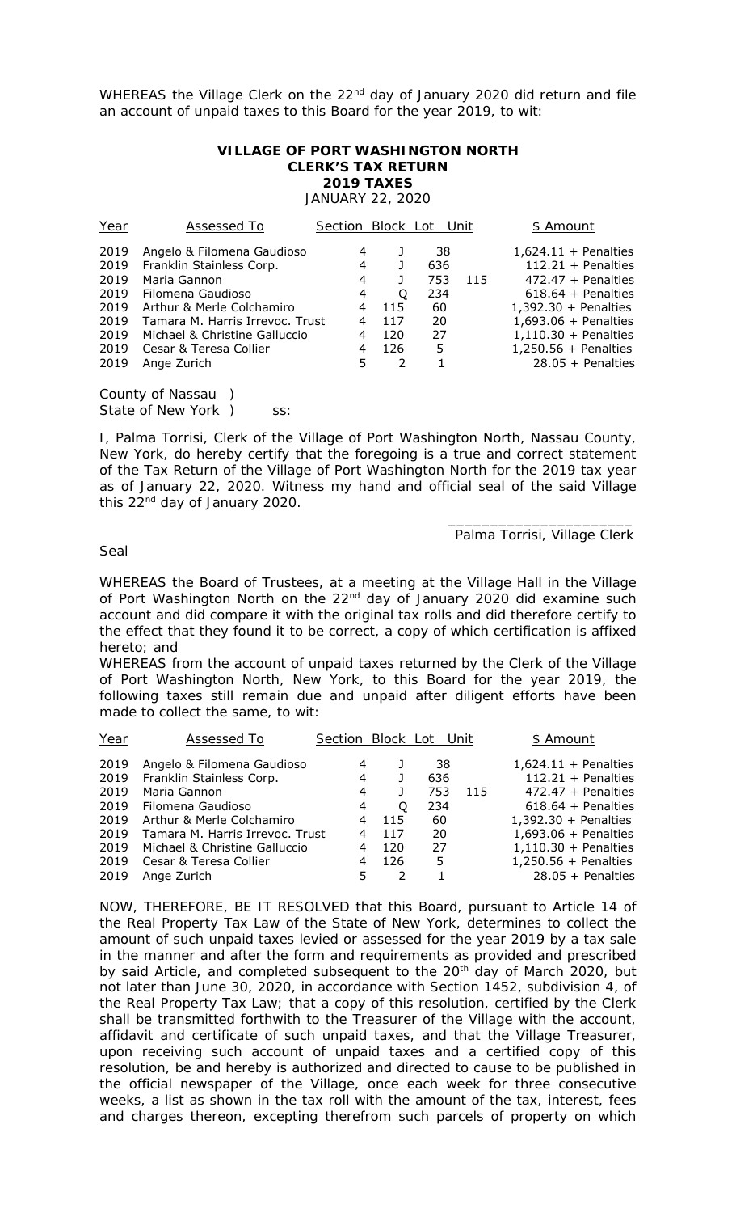WHEREAS the Village Clerk on the 22nd day of January 2020 did return and file an account of unpaid taxes to this Board for the year 2019, to wit:

**VILLAGE OF PORT WASHINGTON NORTH**
**CLERK'S TAX RETURN**
**2019 TAXES**
JANUARY 22, 2020

| Year | Assessed To | Section | Block | Lot | Unit | $ Amount |
|---|---|---|---|---|---|---|
| 2019 | Angelo & Filomena Gaudioso | 4 | J | 38 | | 1,624.11 + Penalties |
| 2019 | Franklin Stainless Corp. | 4 | J | 636 | | 112.21 + Penalties |
| 2019 | Maria Gannon | 4 | J | 753 | 115 | 472.47 + Penalties |
| 2019 | Filomena Gaudioso | 4 | Q | 234 | | 618.64 + Penalties |
| 2019 | Arthur & Merle Colchamiro | 4 | 115 | 60 | | 1,392.30 + Penalties |
| 2019 | Tamara M. Harris Irrevoc. Trust | 4 | 117 | 20 | | 1,693.06 + Penalties |
| 2019 | Michael & Christine Galluccio | 4 | 120 | 27 | | 1,110.30 + Penalties |
| 2019 | Cesar & Teresa Collier | 4 | 126 | 5 | | 1,250.56 + Penalties |
| 2019 | Ange Zurich | 5 | 2 | 1 | | 28.05 + Penalties |

County of Nassau )
State of New York ) ss:

I, Palma Torrisi, Clerk of the Village of Port Washington North, Nassau County, New York, do hereby certify that the foregoing is a true and correct statement of the Tax Return of the Village of Port Washington North for the 2019 tax year as of January 22, 2020. Witness my hand and official seal of the said Village this 22nd day of January 2020.

______________________
Palma Torrisi, Village Clerk

Seal

WHEREAS the Board of Trustees, at a meeting at the Village Hall in the Village of Port Washington North on the 22nd day of January 2020 did examine such account and did compare it with the original tax rolls and did therefore certify to the effect that they found it to be correct, a copy of which certification is affixed hereto; and

WHEREAS from the account of unpaid taxes returned by the Clerk of the Village of Port Washington North, New York, to this Board for the year 2019, the following taxes still remain due and unpaid after diligent efforts have been made to collect the same, to wit:

| Year | Assessed To | Section | Block | Lot | Unit | $ Amount |
|---|---|---|---|---|---|---|
| 2019 | Angelo & Filomena Gaudioso | 4 | J | 38 | | 1,624.11 + Penalties |
| 2019 | Franklin Stainless Corp. | 4 | J | 636 | | 112.21 + Penalties |
| 2019 | Maria Gannon | 4 | J | 753 | 115 | 472.47 + Penalties |
| 2019 | Filomena Gaudioso | 4 | Q | 234 | | 618.64 + Penalties |
| 2019 | Arthur & Merle Colchamiro | 4 | 115 | 60 | | 1,392.30 + Penalties |
| 2019 | Tamara M. Harris Irrevoc. Trust | 4 | 117 | 20 | | 1,693.06 + Penalties |
| 2019 | Michael & Christine Galluccio | 4 | 120 | 27 | | 1,110.30 + Penalties |
| 2019 | Cesar & Teresa Collier | 4 | 126 | 5 | | 1,250.56 + Penalties |
| 2019 | Ange Zurich | 5 | 2 | 1 | | 28.05 + Penalties |

NOW, THEREFORE, BE IT RESOLVED that this Board, pursuant to Article 14 of the Real Property Tax Law of the State of New York, determines to collect the amount of such unpaid taxes levied or assessed for the year 2019 by a tax sale in the manner and after the form and requirements as provided and prescribed by said Article, and completed subsequent to the 20th day of March 2020, but not later than June 30, 2020, in accordance with Section 1452, subdivision 4, of the Real Property Tax Law; that a copy of this resolution, certified by the Clerk shall be transmitted forthwith to the Treasurer of the Village with the account, affidavit and certificate of such unpaid taxes, and that the Village Treasurer, upon receiving such account of unpaid taxes and a certified copy of this resolution, be and hereby is authorized and directed to cause to be published in the official newspaper of the Village, once each week for three consecutive weeks, a list as shown in the tax roll with the amount of the tax, interest, fees and charges thereon, excepting therefrom such parcels of property on which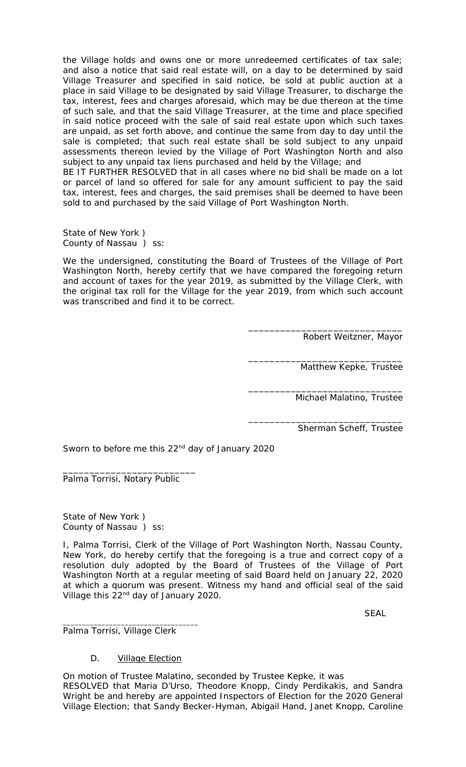the Village holds and owns one or more unredeemed certificates of tax sale; and also a notice that said real estate will, on a day to be determined by said Village Treasurer and specified in said notice, be sold at public auction at a place in said Village to be designated by said Village Treasurer, to discharge the tax, interest, fees and charges aforesaid, which may be due thereon at the time of such sale, and that the said Village Treasurer, at the time and place specified in said notice proceed with the sale of said real estate upon which such taxes are unpaid, as set forth above, and continue the same from day to day until the sale is completed; that such real estate shall be sold subject to any unpaid assessments thereon levied by the Village of Port Washington North and also subject to any unpaid tax liens purchased and held by the Village; and

BE IT FURTHER RESOLVED that in all cases where no bid shall be made on a lot or parcel of land so offered for sale for any amount sufficient to pay the said tax, interest, fees and charges, the said premises shall be deemed to have been sold to and purchased by the said Village of Port Washington North.

State of New York )
County of Nassau ) ss:

We the undersigned, constituting the Board of Trustees of the Village of Port Washington North, hereby certify that we have compared the foregoing return and account of taxes for the year 2019, as submitted by the Village Clerk, with the original tax roll for the Village for the year 2019, from which such account was transcribed and find it to be correct.

_____________________________
Robert Weitzner, Mayor

_____________________________
Matthew Kepke, Trustee

_____________________________
Michael Malatino, Trustee

_____________________________
Sherman Scheff, Trustee

Sworn to before me this 22nd day of January 2020

_________________________
Palma Torrisi, Notary Public

State of New York )
County of Nassau ) ss:

I, Palma Torrisi, Clerk of the Village of Port Washington North, Nassau County, New York, do hereby certify that the foregoing is a true and correct copy of a resolution duly adopted by the Board of Trustees of the Village of Port Washington North at a regular meeting of said Board held on January 22, 2020 at which a quorum was present. Witness my hand and official seal of the said Village this 22nd day of January 2020.

SEAL

_______________________________
Palma Torrisi, Village Clerk

D. Village Election

On motion of Trustee Malatino, seconded by Trustee Kepke, it was
RESOLVED that Maria D'Urso, Theodore Knopp, Cindy Perdikakis, and Sandra Wright be and hereby are appointed Inspectors of Election for the 2020 General Village Election; that Sandy Becker-Hyman, Abigail Hand, Janet Knopp, Caroline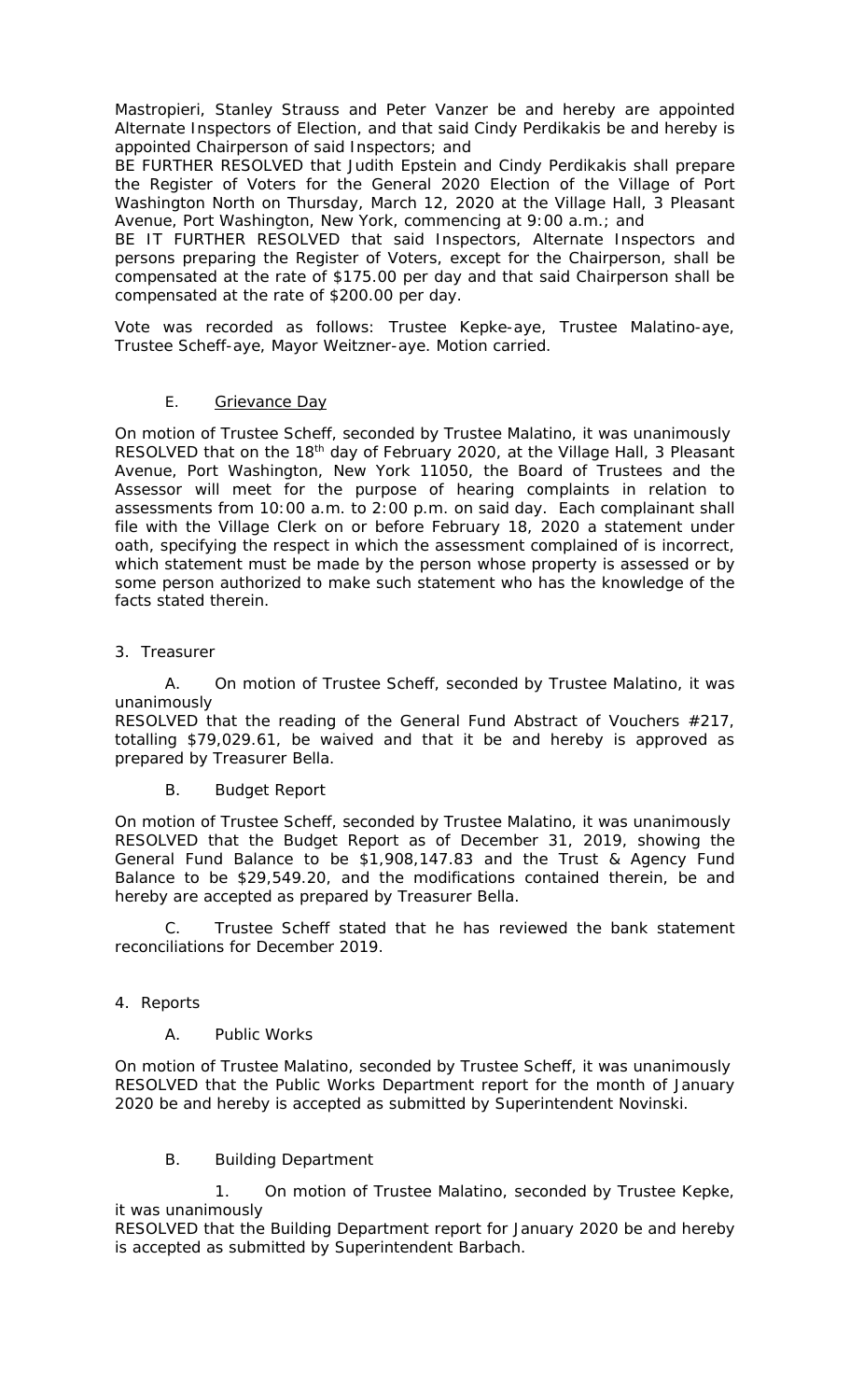Mastropieri, Stanley Strauss and Peter Vanzer be and hereby are appointed Alternate Inspectors of Election, and that said Cindy Perdikakis be and hereby is appointed Chairperson of said Inspectors; and

BE FURTHER RESOLVED that Judith Epstein and Cindy Perdikakis shall prepare the Register of Voters for the General 2020 Election of the Village of Port Washington North on Thursday, March 12, 2020 at the Village Hall, 3 Pleasant Avenue, Port Washington, New York, commencing at 9:00 a.m.; and

BE IT FURTHER RESOLVED that said Inspectors, Alternate Inspectors and persons preparing the Register of Voters, except for the Chairperson, shall be compensated at the rate of $175.00 per day and that said Chairperson shall be compensated at the rate of $200.00 per day.

Vote was recorded as follows: Trustee Kepke-aye, Trustee Malatino-aye, Trustee Scheff-aye, Mayor Weitzner-aye. Motion carried.

E. Grievance Day

On motion of Trustee Scheff, seconded by Trustee Malatino, it was unanimously RESOLVED that on the 18th day of February 2020, at the Village Hall, 3 Pleasant Avenue, Port Washington, New York 11050, the Board of Trustees and the Assessor will meet for the purpose of hearing complaints in relation to assessments from 10:00 a.m. to 2:00 p.m. on said day. Each complainant shall file with the Village Clerk on or before February 18, 2020 a statement under oath, specifying the respect in which the assessment complained of is incorrect, which statement must be made by the person whose property is assessed or by some person authorized to make such statement who has the knowledge of the facts stated therein.

3. Treasurer

A. On motion of Trustee Scheff, seconded by Trustee Malatino, it was unanimously

RESOLVED that the reading of the General Fund Abstract of Vouchers #217, totalling $79,029.61, be waived and that it be and hereby is approved as prepared by Treasurer Bella.

B. Budget Report

On motion of Trustee Scheff, seconded by Trustee Malatino, it was unanimously RESOLVED that the Budget Report as of December 31, 2019, showing the General Fund Balance to be $1,908,147.83 and the Trust & Agency Fund Balance to be $29,549.20, and the modifications contained therein, be and hereby are accepted as prepared by Treasurer Bella.

C. Trustee Scheff stated that he has reviewed the bank statement reconciliations for December 2019.

4. Reports

A. Public Works

On motion of Trustee Malatino, seconded by Trustee Scheff, it was unanimously RESOLVED that the Public Works Department report for the month of January 2020 be and hereby is accepted as submitted by Superintendent Novinski.

B. Building Department

1. On motion of Trustee Malatino, seconded by Trustee Kepke, it was unanimously

RESOLVED that the Building Department report for January 2020 be and hereby is accepted as submitted by Superintendent Barbach.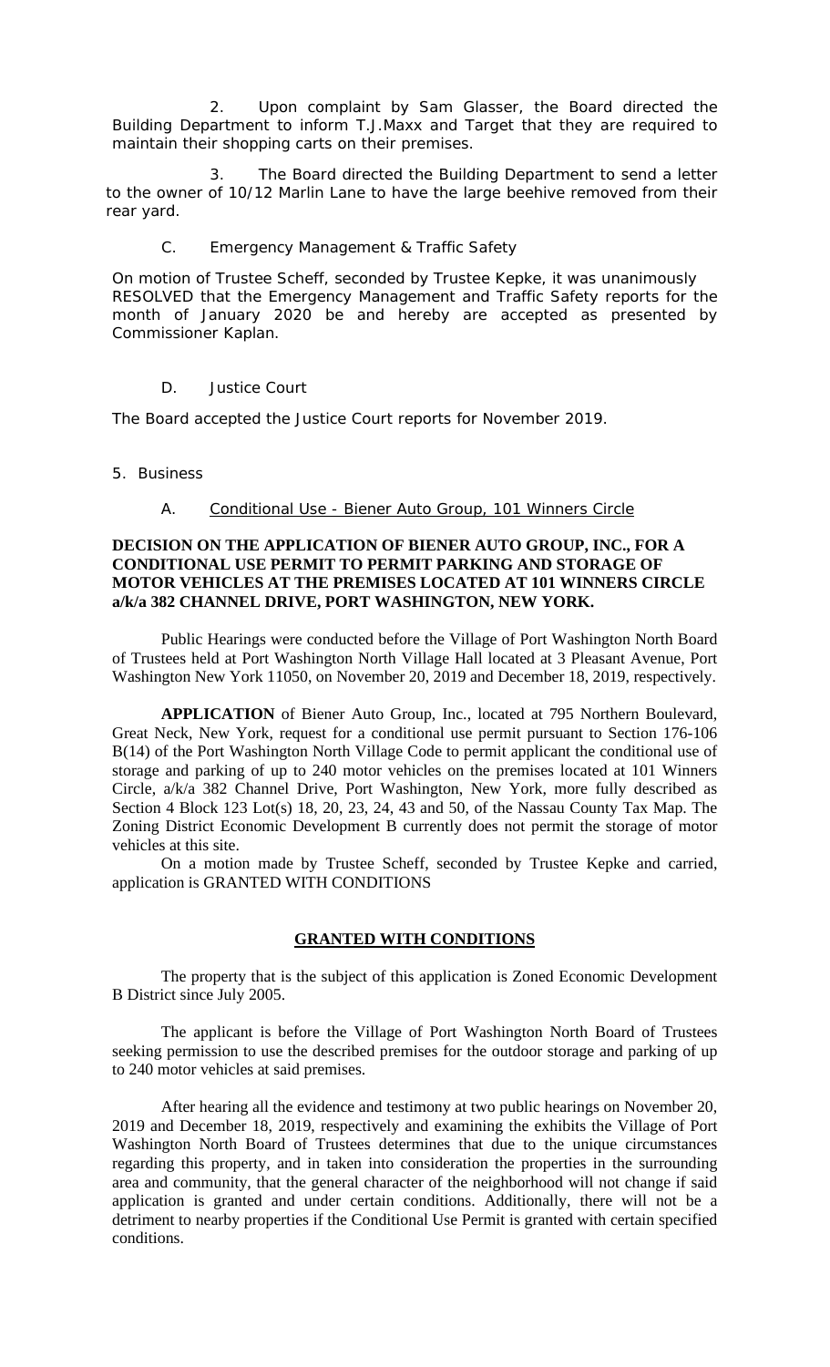2. Upon complaint by Sam Glasser, the Board directed the Building Department to inform T.J.Maxx and Target that they are required to maintain their shopping carts on their premises.

3. The Board directed the Building Department to send a letter to the owner of 10/12 Marlin Lane to have the large beehive removed from their rear yard.

C. Emergency Management & Traffic Safety

On motion of Trustee Scheff, seconded by Trustee Kepke, it was unanimously RESOLVED that the Emergency Management and Traffic Safety reports for the month of January 2020 be and hereby are accepted as presented by Commissioner Kaplan.

D. Justice Court

The Board accepted the Justice Court reports for November 2019.

5. Business

A. Conditional Use - Biener Auto Group, 101 Winners Circle

**DECISION ON THE APPLICATION OF BIENER AUTO GROUP, INC., FOR A CONDITIONAL USE PERMIT TO PERMIT PARKING AND STORAGE OF MOTOR VEHICLES AT THE PREMISES LOCATED AT 101 WINNERS CIRCLE a/k/a 382 CHANNEL DRIVE, PORT WASHINGTON, NEW YORK.**

Public Hearings were conducted before the Village of Port Washington North Board of Trustees held at Port Washington North Village Hall located at 3 Pleasant Avenue, Port Washington New York 11050, on November 20, 2019 and December 18, 2019, respectively.

**APPLICATION** of Biener Auto Group, Inc., located at 795 Northern Boulevard, Great Neck, New York, request for a conditional use permit pursuant to Section 176-106 B(14) of the Port Washington North Village Code to permit applicant the conditional use of storage and parking of up to 240 motor vehicles on the premises located at 101 Winners Circle, a/k/a 382 Channel Drive, Port Washington, New York, more fully described as Section 4 Block 123 Lot(s) 18, 20, 23, 24, 43 and 50, of the Nassau County Tax Map. The Zoning District Economic Development B currently does not permit the storage of motor vehicles at this site.

On a motion made by Trustee Scheff, seconded by Trustee Kepke and carried, application is GRANTED WITH CONDITIONS

**GRANTED WITH CONDITIONS**

The property that is the subject of this application is Zoned Economic Development B District since July 2005.

The applicant is before the Village of Port Washington North Board of Trustees seeking permission to use the described premises for the outdoor storage and parking of up to 240 motor vehicles at said premises.

After hearing all the evidence and testimony at two public hearings on November 20, 2019 and December 18, 2019, respectively and examining the exhibits the Village of Port Washington North Board of Trustees determines that due to the unique circumstances regarding this property, and in taken into consideration the properties in the surrounding area and community, that the general character of the neighborhood will not change if said application is granted and under certain conditions. Additionally, there will not be a detriment to nearby properties if the Conditional Use Permit is granted with certain specified conditions.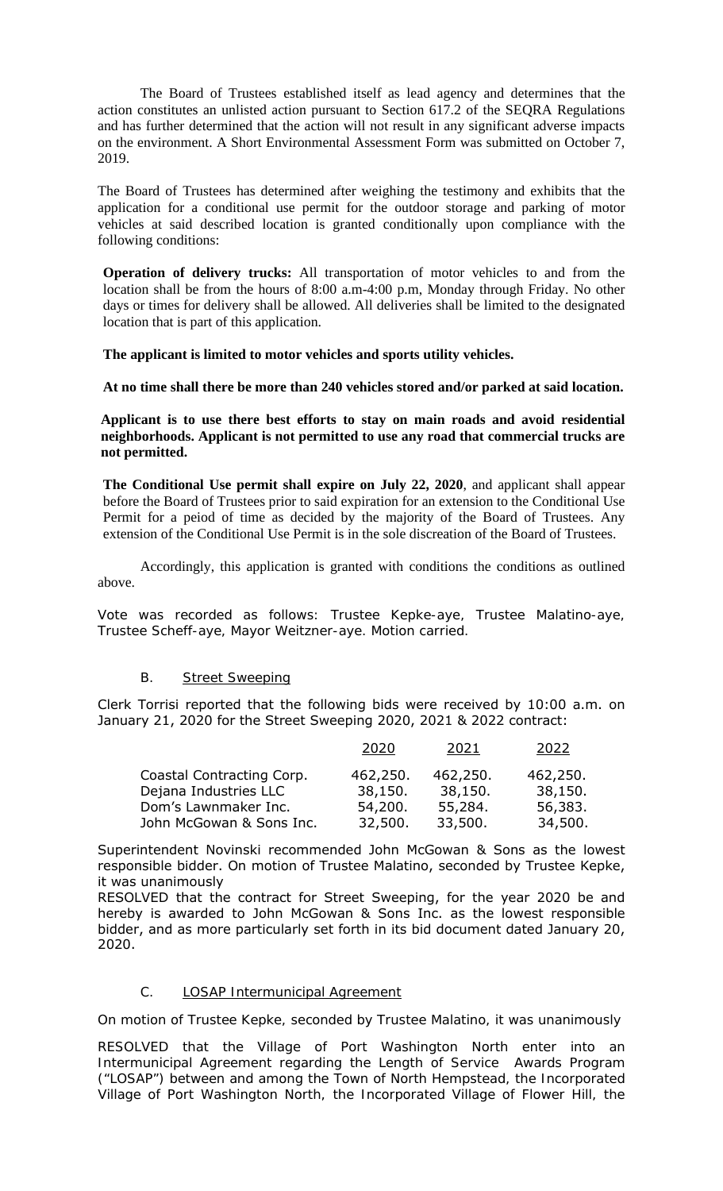The Board of Trustees established itself as lead agency and determines that the action constitutes an unlisted action pursuant to Section 617.2 of the SEQRA Regulations and has further determined that the action will not result in any significant adverse impacts on the environment. A Short Environmental Assessment Form was submitted on October 7, 2019.

The Board of Trustees has determined after weighing the testimony and exhibits that the application for a conditional use permit for the outdoor storage and parking of motor vehicles at said described location is granted conditionally upon compliance with the following conditions:

**Operation of delivery trucks:** All transportation of motor vehicles to and from the location shall be from the hours of 8:00 a.m-4:00 p.m, Monday through Friday. No other days or times for delivery shall be allowed. All deliveries shall be limited to the designated location that is part of this application.

**The applicant is limited to motor vehicles and sports utility vehicles.**

**At no time shall there be more than 240 vehicles stored and/or parked at said location.**

**Applicant is to use there best efforts to stay on main roads and avoid residential neighborhoods. Applicant is not permitted to use any road that commercial trucks are not permitted.**

**The Conditional Use permit shall expire on July 22, 2020**, and applicant shall appear before the Board of Trustees prior to said expiration for an extension to the Conditional Use Permit for a peiod of time as decided by the majority of the Board of Trustees. Any extension of the Conditional Use Permit is in the sole discreation of the Board of Trustees.

Accordingly, this application is granted with conditions the conditions as outlined above.

Vote was recorded as follows: Trustee Kepke-aye, Trustee Malatino-aye, Trustee Scheff-aye, Mayor Weitzner-aye. Motion carried.

B. Street Sweeping

Clerk Torrisi reported that the following bids were received by 10:00 a.m. on January 21, 2020 for the Street Sweeping 2020, 2021 & 2022 contract:

| | 2020 | 2021 | 2022 |
|---|---|---|---|
| Coastal Contracting Corp. | 462,250. | 462,250. | 462,250. |
| Dejana Industries LLC | 38,150. | 38,150. | 38,150. |
| Dom's Lawnmaker Inc. | 54,200. | 55,284. | 56,383. |
| John McGowan & Sons Inc. | 32,500. | 33,500. | 34,500. |

Superintendent Novinski recommended John McGowan & Sons as the lowest responsible bidder. On motion of Trustee Malatino, seconded by Trustee Kepke, it was unanimously

RESOLVED that the contract for Street Sweeping, for the year 2020 be and hereby is awarded to John McGowan & Sons Inc. as the lowest responsible bidder, and as more particularly set forth in its bid document dated January 20, 2020.

C. LOSAP Intermunicipal Agreement

On motion of Trustee Kepke, seconded by Trustee Malatino, it was unanimously

RESOLVED that the Village of Port Washington North enter into an Intermunicipal Agreement regarding the Length of Service Awards Program ("LOSAP") between and among the Town of North Hempstead, the Incorporated Village of Port Washington North, the Incorporated Village of Flower Hill, the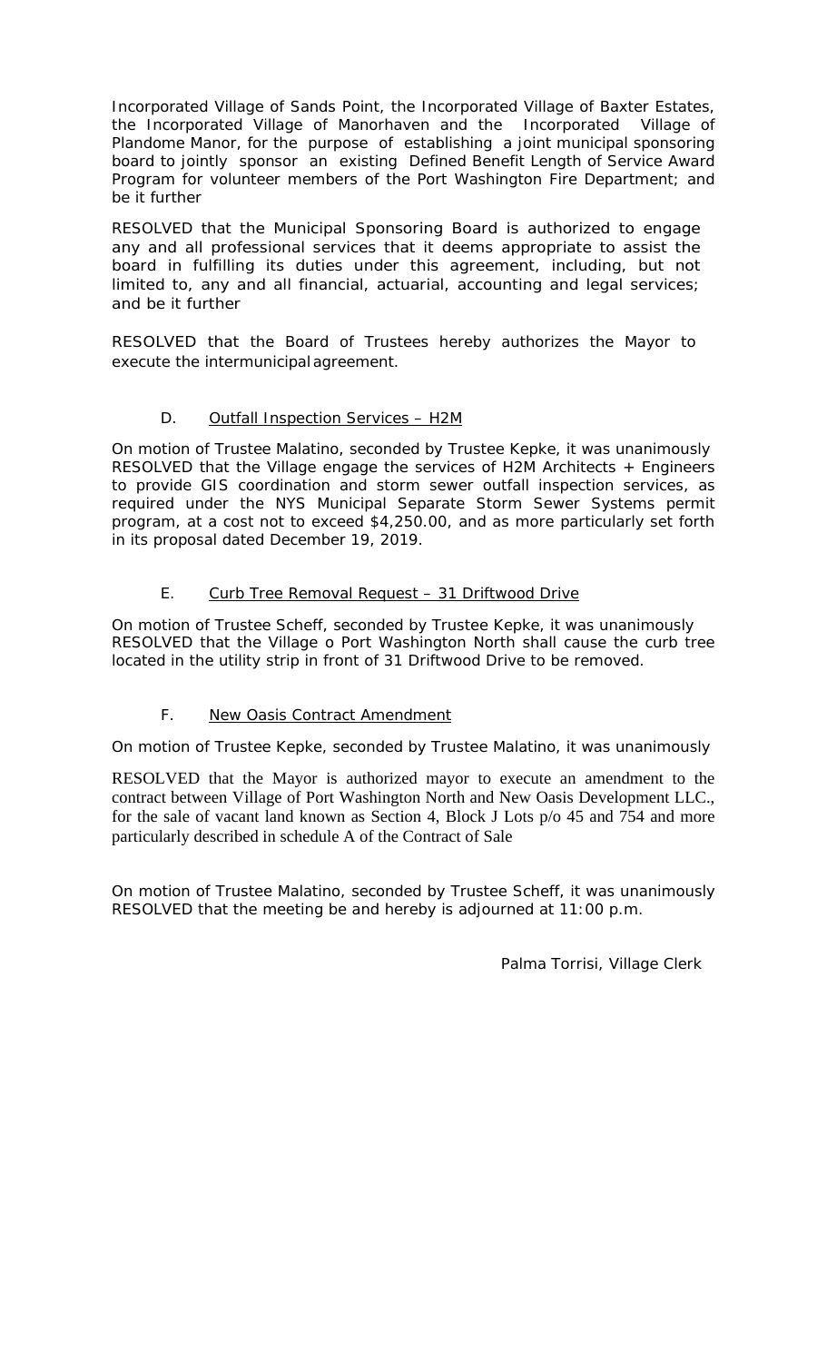Incorporated Village of Sands Point, the Incorporated Village of Baxter Estates, the Incorporated Village of Manorhaven and the Incorporated Village of Plandome Manor, for the purpose of establishing a joint municipal sponsoring board to jointly sponsor an existing Defined Benefit Length of Service Award Program for volunteer members of the Port Washington Fire Department; and be it further

RESOLVED that the Municipal Sponsoring Board is authorized to engage any and all professional services that it deems appropriate to assist the board in fulfilling its duties under this agreement, including, but not limited to, any and all financial, actuarial, accounting and legal services; and be it further

RESOLVED that the Board of Trustees hereby authorizes the Mayor to execute the intermunicipal agreement.

D. Outfall Inspection Services – H2M

On motion of Trustee Malatino, seconded by Trustee Kepke, it was unanimously RESOLVED that the Village engage the services of H2M Architects + Engineers to provide GIS coordination and storm sewer outfall inspection services, as required under the NYS Municipal Separate Storm Sewer Systems permit program, at a cost not to exceed $4,250.00, and as more particularly set forth in its proposal dated December 19, 2019.

E. Curb Tree Removal Request – 31 Driftwood Drive

On motion of Trustee Scheff, seconded by Trustee Kepke, it was unanimously RESOLVED that the Village o Port Washington North shall cause the curb tree located in the utility strip in front of 31 Driftwood Drive to be removed.

F. New Oasis Contract Amendment

On motion of Trustee Kepke, seconded by Trustee Malatino, it was unanimously

RESOLVED that the Mayor is authorized mayor to execute an amendment to the contract between Village of Port Washington North and New Oasis Development LLC., for the sale of vacant land known as Section 4, Block J Lots p/o 45 and 754 and more particularly described in schedule A of the Contract of Sale

On motion of Trustee Malatino, seconded by Trustee Scheff, it was unanimously RESOLVED that the meeting be and hereby is adjourned at 11:00 p.m.

Palma Torrisi, Village Clerk